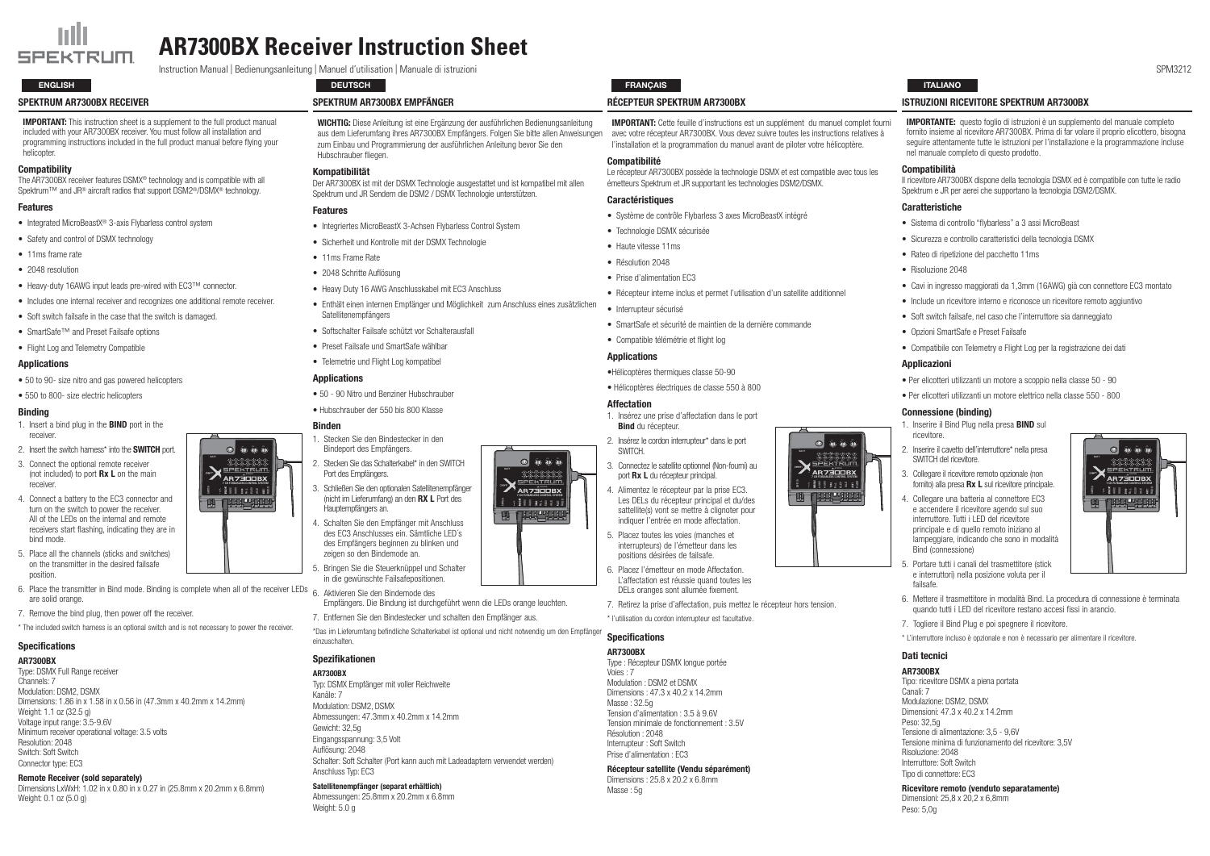# AR7300BX Receiver Instruction Sheet

Instruction Manual | Bedienungsanleitung | Manuel d'utilisation | Manuale di istruzioni

SPM3212

## ENGLISH

### SPEKTRUM AR7300BX RECEIVER

**IMPORTANT:** This instruction sheet is a supplement to the full product manual included with your AR7300BX receiver. You must follow all installation and programming instructions included in the full product manual before flying your helicopter.

#### Compatibility

The AR7300BX receiver features DSMX® technology and is compatible with all Spektrum™ and JR® aircraft radios that support DSM2®/DSMX® technology.

#### Features

- Integrated MicroBeastX® 3-axis Flybarless control system
- Safety and control of DSMX technology
- 11ms frame rate
- 2048 resolution
- Heavy-duty 16AWG input leads pre-wired with EC3™ connector.
- Includes one internal receiver and recognizes one additional remote receiver.
- Soft switch failsafe in the case that the switch is damaged.
- SmartSafe™ and Preset Failsafe options
- Flight Log and Telemetry Compatible

#### Applications

- 50 to 90- size nitro and gas powered helicopters
- 550 to 800- size electric helicopters

#### Binding

1. Insert a bind plug in the **BIND** port in the receiver.
2. Insert the switch harness* into the **SWITCH** port.
3. Connect the optional remote receiver (not included) to port **Rx L** on the main receiver.
4. Connect a battery to the EC3 connector and turn on the switch to power the receiver. All of the LEDs on the internal and remote receivers start flashing, indicating they are in bind mode.
5. Place all the channels (sticks and switches) on the transmitter in the desired failsafe position.
6. Place the transmitter in Bind mode. Binding is complete when all of the receiver LEDs are solid orange.
7. Remove the bind plug, then power off the receiver.

\* The included switch harness is an optional switch and is not necessary to power the receiver.

#### Specifications

**AR7300BX**

Type: DSMX Full Range receiver
Channels: 7
Modulation: DSM2, DSMX
Dimensions: 1.86 in x 1.58 in x 0.56 in (47.3mm x 40.2mm x 14.2mm)
Weight: 1.1 oz (32.5 g)
Voltage input range: 3.5-9.6V
Minimum receiver operational voltage: 3.5 volts
Resolution: 2048
Switch: Soft Switch
Connector type: EC3

**Remote Receiver (sold separately)**

Dimensions LxWxH: 1.02 in x 0.80 in x 0.27 in (25.8mm x 20.2mm x 6.8mm)
Weight: 0.1 oz (5.0 g)

## DEUTSCH

### SPEKTRUM AR7300BX EMPFÄNGER

**WICHTIG:** Diese Anleitung ist eine Ergänzung der ausführlichen Bedienungsanleitung aus dem Lieferumfang ihres AR7300BX Empfängers. Folgen Sie bitte allen Anweisungen zum Einbau und Programmierung der ausführlichen Anleitung bevor Sie den Hubschrauber fliegen.

#### Kompatibilität

Der AR7300BX ist mit der DSMX Technologie ausgestattet und ist kompatibel mit allen Spektrum und JR Sendern die DSM2 / DSMX Technologie unterstützen.

#### Features

- Integriertes MicroBeastX 3-Achsen Flybarless Control System
- Sicherheit und Kontrolle mit der DSMX Technologie
- 11ms Frame Rate
- 2048 Schritte Auflösung
- Heavy Duty 16 AWG Anschlusskabel mit EC3 Anschluss
- Enthält einen internen Empfänger und Möglichkeit zum Anschluss eines zusätzlichen Satellitenempfängers
- Softschalter Failsafe schützt vor Schalterausfall
- Preset Failsafe und SmartSafe wählbar
- Telemetrie und Flight Log kompatibel

#### Applications

- 50 - 90 Nitro und Benziner Hubschrauber
- Hubschrauber der 550 bis 800 Klasse

#### Binden

1. Stecken Sie den Bindestecker in den Bindeport des Empfängers.
2. Stecken Sie das Schalterkabel* in den SWITCH Port des Empfängers.
3. Schließen Sie den optionalen Satellitenempfänger (nicht im Lieferumfang) an den **RX L** Port des Hauptempfängers an.
4. Schalten Sie den Empfänger mit Anschluss des EC3 Anschlusses ein. Sämtliche LED´s des Empfängers beginnen zu blinken und zeigen so den Bindemode an.
5. Bringen Sie die Steuerknüppel und Schalter in die gewünschte Failsafepositionen.
6. Aktivieren Sie den Bindemode des Empfängers. Die Bindung ist durchgeführt wenn die LEDs orange leuchten.
7. Entfernen Sie den Bindestecker und schalten den Empfänger aus.

\*Das im Lieferumfang befindliche Schalterkabel ist optional und nicht notwendig um den Empfänger einzuschalten.

#### Spezifikationen

**AR7300BX**

Typ: DSMX Empfänger mit voller Reichweite
Kanäle: 7
Modulation: DSM2, DSMX
Abmessungen: 47.3mm x 40.2mm x 14.2mm
Gewicht: 32,5g
Eingangsspannung: 3,5 Volt
Auflösung: 2048
Schalter: Soft Schalter (Port kann auch mit Ladeadaptern verwendet werden)
Anschluss Typ: EC3

**Satellitenempfänger (separat erhältlich)**

Abmessungen: 25.8mm x 20.2mm x 6.8mm
Weight: 5.0 g

## FRANÇAIS

### RÉCEPTEUR SPEKTRUM AR7300BX

**IMPORTANT:** Cette feuille d'instructions est un supplément du manuel complet fourni avec votre récepteur AR7300BX. Vous devez suivre toutes les instructions relatives à l'installation et la programmation du manuel avant de piloter votre hélicoptère.

#### Compatibilité

Le récepteur AR7300BX possède la technologie DSMX et est compatible avec tous les émetteurs Spektrum et JR supportant les technologies DSM2/DSMX.

#### Caractéristiques

- Système de contrôle Flybarless 3 axes MicroBeastX intégré
- Technologie DSMX sécurisée
- Haute vitesse 11ms
- Résolution 2048
- Prise d'alimentation EC3
- Récepteur interne inclus et permet l'utilisation d'un satellite additionnel
- Interrupteur sécurisé
- SmartSafe et sécurité de maintien de la dernière commande
- Compatible télémétrie et flight log

#### Applications

- Hélicoptères thermiques classe 50-90
- Hélicoptères électriques de classe 550 à 800

#### Affectation

1. Insérez une prise d'affectation dans le port **Bind** du récepteur.
2. Insérez le cordon interrupteur* dans le port SWITCH.
3. Connectez le satellite optionnel (Non-fourni) au port **Rx L** du récepteur principal.
4. Alimentez le récepteur par la prise EC3. Les DELs du récepteur principal et du/des sattellite(s) vont se mettre à clignoter pour indiquer l'entrée en mode affectation.
5. Placez toutes les voies (manches et interrupteurs) de l'émetteur dans les positions désirées de failsafe.
6. Placez l'émetteur en mode Affectation. L'affectation est réussie quand toutes les DELs oranges sont allumée fixement.
7. Retirez la prise d'affectation, puis mettez le récepteur hors tension.

\* l'utilisation du cordon interrupteur est facultative.

#### Specifications

**AR7300BX**

Type : Récepteur DSMX longue portée
Voies : 7
Modulation : DSM2 et DSMX
Dimensions : 47.3 x 40.2 x 14.2mm
Masse : 32.5g
Tension d'alimentation : 3.5 à 9.6V
Tension minimale de fonctionnement : 3.5V
Résolution : 2048
Interrupteur : Soft Switch
Prise d'alimentation : EC3

**Récepteur satellite (Vendu séparément)**

Dimensions : 25.8 x 20.2 x 6.8mm
Masse : 5g

## ITALIANO

### ISTRUZIONI RICEVITORE SPEKTRUM AR7300BX

**IMPORTANTE:** questo foglio di istruzioni è un supplemento del manuale completo fornito insieme al ricevitore AR7300BX. Prima di far volare il proprio elicottero, bisogna seguire attentamente tutte le istruzioni per l'installazione e la programmazione incluse nel manuale completo di questo prodotto.

#### Compatibilità

Il ricevitore AR7300BX dispone della tecnologia DSMX ed è compatibile con tutte le radio Spektrum e JR per aerei che supportano la tecnologia DSM2/DSMX.

#### Caratteristiche

- Sistema di controllo "flybarless" a 3 assi MicroBeast
- Sicurezza e controllo caratteristici della tecnologia DSMX
- Rateo di ripetizione del pacchetto 11ms
- Risoluzione 2048
- Cavi in ingresso maggiorati da 1,3mm (16AWG) già con connettore EC3 montato
- Include un ricevitore interno e riconosce un ricevitore remoto aggiuntivo
- Soft switch failsafe, nel caso che l'interruttore sia danneggiato
- Opzioni SmartSafe e Preset Failsafe
- Compatibile con Telemetry e Flight Log per la registrazione dei dati

#### Applicazioni

- Per elicotteri utilizzanti un motore a scoppio nella classe 50 - 90
- Per elicotteri utilizzanti un motore elettrico nella classe 550 - 800

#### Connessione (binding)

1. Inserire il Bind Plug nella presa **BIND** sul ricevitore.
2. Inserire il cavetto dell'interruttore* nella presa SWITCH del ricevitore.
3. Collegare il ricevitore remoto opzionale (non fornito) alla presa **Rx L** sul ricevitore principale.
4. Collegare una batteria al connettore EC3 e accendere il ricevitore agendo sul suo interruttore. Tutti i LED del ricevitore principale e di quello remoto iniziano al lampeggiare, indicando che sono in modalità Bind (connessione)
5. Portare tutti i canali del trasmettitore (stick e interruttori) nella posizione voluta per il failsafe.
6. Mettere il trasmettitore in modalità Bind. La procedura di connessione è terminata quando tutti i LED del ricevitore restano accesi fissi in arancio.
7. Togliere il Bind Plug e poi spegnere il ricevitore.

\* L'interruttore incluso è opzionale e non è necessario per alimentare il ricevitore.

#### Dati tecnici

**AR7300BX**

Tipo: ricevitore DSMX a piena portata
Canali: 7
Modulazione: DSM2, DSMX
Dimensioni: 47.3 x 40.2 x 14.2mm
Peso: 32,5g
Tensione di alimentazione: 3,5 - 9,6V
Tensione minima di funzionamento del ricevitore: 3,5V
Risoluzione: 2048
Interruttore: Soft Switch
Tipo di connettore: EC3

**Ricevitore remoto (venduto separatamente)**

Dimensioni: 25,8 x 20,2 x 6,8mm
Peso: 5,0g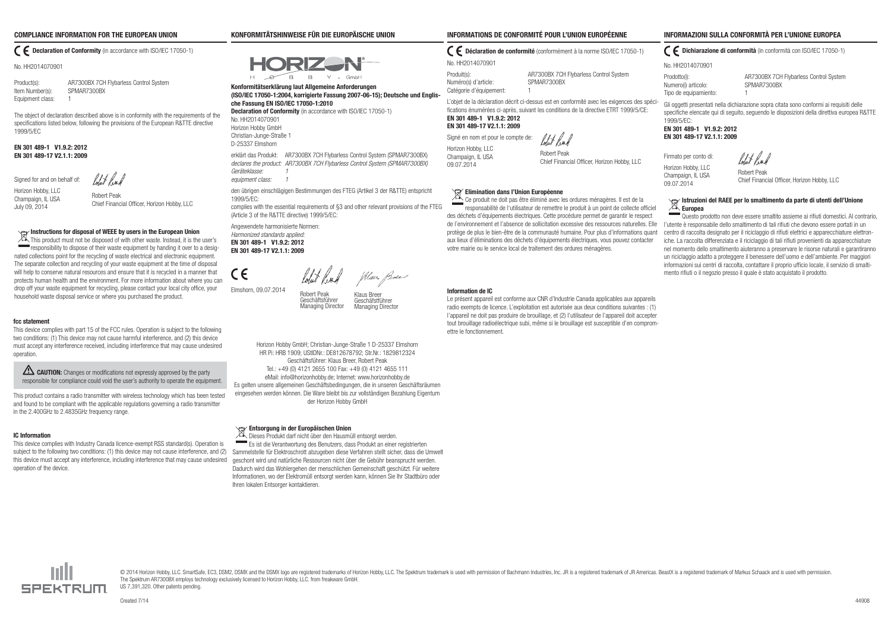## COMPLIANCE INFORMATION FOR THE EUROPEAN UNION

**CE Declaration of Conformity** (in accordance with ISO/IEC 17050-1)

No. HH2014070901

| | |
|---|---|
| Product(s): | AR7300BX 7CH Flybarless Control System |
| Item Number(s): | SPMAR7300BX |
| Equipment class: | 1 |

The object of declaration described above is in conformity with the requirements of the specifications listed below, following the provisions of the European R&TTE directive 1999/5/EC

**EN 301 489-1 V1.9.2: 2012**
**EN 301 489-17 V2.1.1: 2009**

Signed for and on behalf of:

Horizon Hobby, LLC
Champaign, IL USA
July 09, 2014

Robert Peak
Chief Financial Officer, Horizon Hobby, LLC

### Instructions for disposal of WEEE by users in the European Union

This product must not be disposed of with other waste. Instead, it is the user's responsibility to dispose of their waste equipment by handing it over to a designated collections point for the recycling of waste electrical and electronic equipment. The separate collection and recycling of your waste equipment at the time of disposal will help to conserve natural resources and ensure that it is recycled in a manner that protects human health and the environment. For more information about where you can drop off your waste equipment for recycling, please contact your local city office, your household waste disposal service or where you purchased the product.

### fcc statement

This device complies with part 15 of the FCC rules. Operation is subject to the following two conditions: (1) This device may not cause harmful interference, and (2) this device must accept any interference received, including interference that may cause undesired operation.

**CAUTION:** Changes or modifications not expressly approved by the party responsible for compliance could void the user's authority to operate the equipment.

This product contains a radio transmitter with wireless technology which has been tested and found to be compliant with the applicable regulations governing a radio transmitter in the 2.400GHz to 2.4835GHz frequency range.

### IC Information

This device complies with Industry Canada licence-exempt RSS standard(s). Operation is subject to the following two conditions: (1) this device may not cause interference, and (2) this device must accept any interference, including interference that may cause undesired operation of the device.

## KONFORMITÄTSHINWEISE FÜR DIE EUROPÄISCHE UNION

HORIZON HOBBY - GmbH

**Konformitätserklärung laut Allgemeine Anforderungen (ISO/IEC 17050-1:2004, korrigierte Fassung 2007-06-15); Deutsche und Englische Fassung EN ISO/IEC 17050-1:2010**
**Declaration of Conformity** (in accordance with ISO/IEC 17050-1)
No. HH2014070901
Horizon Hobby GmbH
Christian-Junge-Straße 1
D-25337 Elmshorn

erklärt das Produkt: AR7300BX 7CH Flybarless Control System (SPMAR7300BX)
*declares the product: AR7300BX 7CH Flybarless Control System (SPMAR7300BX)*
*Geräteklasse: 1*
*equipment class: 1*

den übrigen einschlägigen Bestimmungen des FTEG (Artikel 3 der R&TTE) entspricht 1999/5/EC:
*complies with the essential requirements of §3 and other relevant provisions of the FTEG (Article 3 of the R&TTE directive) 1999/5/EC:*

Angewendete harmonisierte Normen:
*Harmonized standards applied:*
**EN 301 489-1 V1.9.2: 2012**
**EN 301 489-17 V2.1.1: 2009**

Elmshorn, 09.07.2014

Robert Peak
Geschäftsführer
Managing Director

Klaus Breer
Geschäftsführer
Managing Director

Horizon Hobby GmbH; Christian-Junge-Straße 1 D-25337 Elmshorn
HR Pi: HRB 1909; UStIDNr.: DE812678792; Str.Nr.: 1829812324
Geschäftsführer: Klaus Breer, Robert Peak
Tel.: +49 (0) 4121 2655 100 Fax: +49 (0) 4121 4655 111
eMail: info@horizonhobby.de; Internet: www.horizonhobby.de
Es gelten unsere allgemeinen Geschäftsbedingungen, die in unseren Geschäftsräumen eingesehen werden können. Die Ware bleibt bis zur vollständigen Bezahlung Eigentum der Horizon Hobby GmbH

### Entsorgung in der Europäischen Union

Dieses Produkt darf nicht über den Hausmüll entsorgt werden.
Es ist die Verantwortung des Benutzers, dass Produkt an einer registrierten Sammelstelle für Elektroschrott abzugeben diese Verfahren stellt sicher, dass die Umwelt geschont wird und natürliche Ressourcen nicht über die Gebühr beansprucht werden. Dadurch wird das Wohlergehen der menschlichen Gemeinschaft geschützt. Für weitere Informationen, wo der Elektromüll entsorgt werden kann, können Sie Ihr Stadtbüro oder Ihren lokalen Entsorger kontaktieren.

## INFORMATIONS DE CONFORMITÉ POUR L'UNION EUROPÉENNE

**CE Déclaration de conformité** (conformément à la norme ISO/IEC 17050-1)

No. HH2014070901

| | |
|---|---|
| Produit(s): | AR7300BX 7CH Flybarless Control System |
| Numéro(s) d'article: | SPMAR7300BX |
| Catégorie d'équipement: | 1 |

L'objet de la déclaration décrit ci-dessus est en conformité avec les exigences des spécifications énumérées ci-après, suivant les conditions de la directive ETRT 1999/5/CE:
**EN 301 489-1 V1.9.2: 2012**
**EN 301 489-17 V2.1.1: 2009**

Signé en nom et pour le compte de:

Horizon Hobby, LLC
Champaign, IL USA
09.07.2014

Robert Peak
Chief Financial Officer, Horizon Hobby, LLC

### Elimination dans l'Union Européenne

Ce produit ne doit pas être éliminé avec les ordures ménagères. Il est de la responsabilité de l'utilisateur de remettre le produit à un point de collecte officiel des déchets d'équipements électriques. Cette procédure permet de garantir le respect de l'environnement et l'absence de sollicitation excessive des ressources naturelles. Elle protège de plus le bien-être de la communauté humaine. Pour plus d'informations quant aux lieux d'éliminations des déchets d'équipements électriques, vous pouvez contacter votre mairie ou le service local de traitement des ordures ménagères.

### Information de IC

Le présent appareil est conforme aux CNR d'Industrie Canada applicables aux appareils radio exempts de licence. L'exploitation est autorisée aux deux conditions suivantes : (1) l'appareil ne doit pas produire de brouillage, et (2) l'utilisateur de l'appareil doit accepter tout brouillage radioélectrique subi, même si le brouillage est susceptible d'en compromettre le fonctionnement.

## INFORMAZIONI SULLA CONFORMITÀ PER L'UNIONE EUROPEA

**CE Dichiarazione di conformità** (in conformità con ISO/IEC 17050-1)

No. HH2014070901

| | |
|---|---|
| Prodotto(i): | AR7300BX 7CH Flybarless Control System |
| Numero(i) articolo: | SPMAR7300BX |
| Tipo de equipamiento: | 1 |

Gli oggetti presentati nella dichiarazione sopra citata sono conformi ai requisiti delle specifiche elencate qui di seguito, seguendo le disposizioni della direttiva europea R&TTE 1999/5/EC:
**EN 301 489-1 V1.9.2: 2012**
**EN 301 489-17 V2.1.1: 2009**

Firmato per conto di:

Horizon Hobby, LLC
Champaign, IL USA
09.07.2014

Robert Peak
Chief Financial Officer, Horizon Hobby, LLC

### Istruzioni del RAEE per lo smaltimento da parte di utenti dell'Unione Europea

Questo prodotto non deve essere smaltito assieme ai rifiuti domestici. Al contrario, l'utente è responsabile dello smaltimento di tali rifiuti che devono essere portati in un centro di raccolta designato per il riciclaggio di rifiuti elettrici e apparecchiature elettroniche. La raccolta differenziata e il riciclaggio di tali rifiuti provenienti da apparecchiature nel momento dello smaltimento aiuteranno a preservare le risorse naturali e garantiranno un riciclaggio adatto a proteggere il benessere dell'uomo e dell'ambiente. Per maggiori informazioni sui centri di raccolta, contattare il proprio ufficio locale, il servizio di smaltimento rifiuti o il negozio presso il quale è stato acquistato il prodotto.

SPEKTRUM

© 2014 Horizon Hobby, LLC. SmartSafe, EC3, DSM2, DSMX and the DSMX logo are registered trademarks of Horizon Hobby, LLC. The Spektrum trademark is used with permission of Bachmann Industries, Inc. JR is a registered trademark of JR Americas. BeastX is a registered trademark of Markus Schaack and is used with permission.
The Spektrum AR7300BX employs technology exclusively licensed to Horizon Hobby, LLC. from freakware GmbH.
US 7,391,320. Other patents pending.

Created 7/14

44908